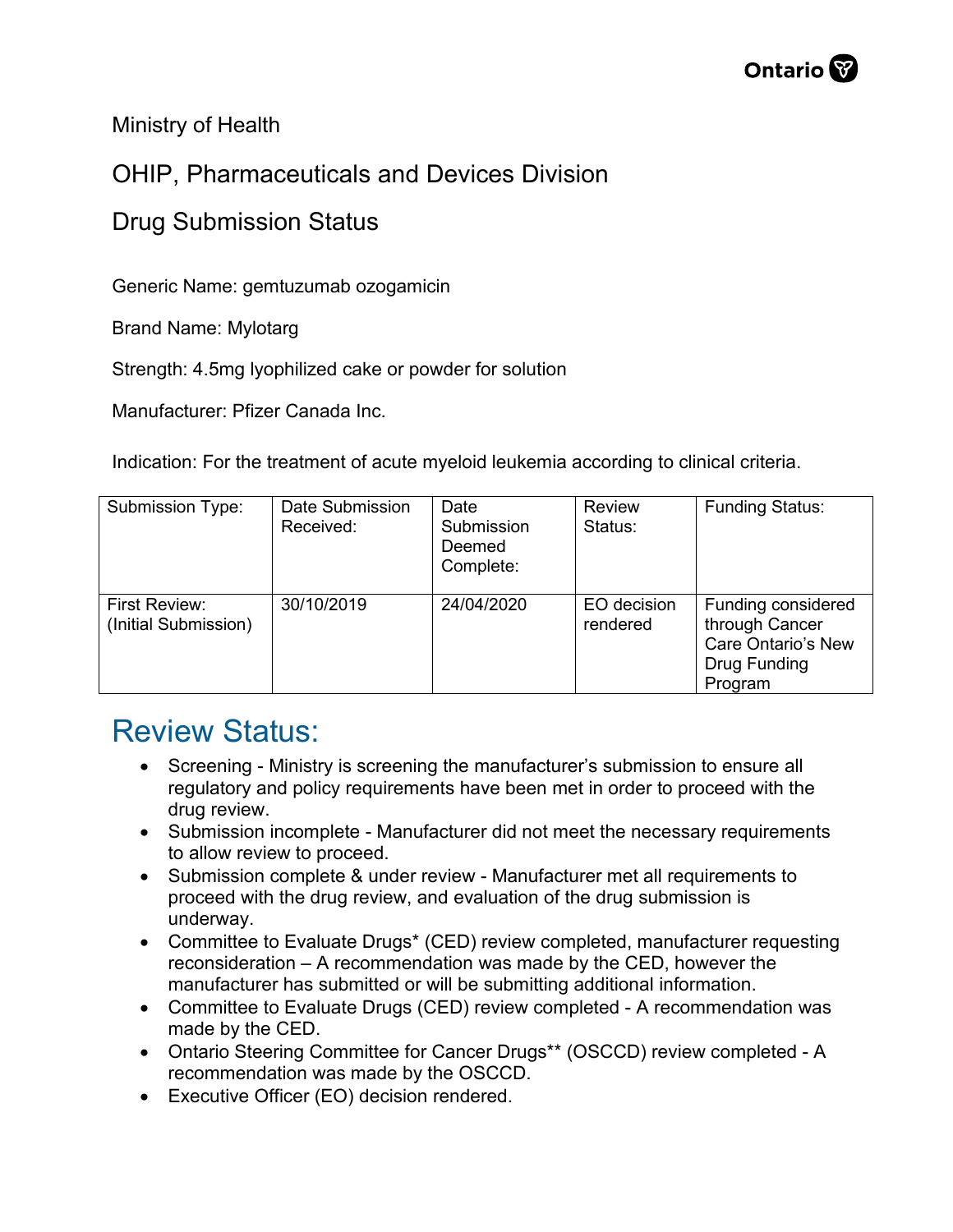Ministry of Health

OHIP, Pharmaceuticals and Devices Division

Drug Submission Status

Generic Name: gemtuzumab ozogamicin

Brand Name: Mylotarg

Strength: 4.5mg lyophilized cake or powder for solution

Manufacturer: Pfizer Canada Inc.

Indication: For the treatment of acute myeloid leukemia according to clinical criteria.

| Submission Type: | Date Submission Received: | Date Submission Deemed Complete: | Review Status: | Funding Status: |
|---|---|---|---|---|
| First Review: (Initial Submission) | 30/10/2019 | 24/04/2020 | EO decision rendered | Funding considered through Cancer Care Ontario's New Drug Funding Program |

## Review Status:

- Screening - Ministry is screening the manufacturer's submission to ensure all regulatory and policy requirements have been met in order to proceed with the drug review.
- Submission incomplete - Manufacturer did not meet the necessary requirements to allow review to proceed.
- Submission complete & under review - Manufacturer met all requirements to proceed with the drug review, and evaluation of the drug submission is underway.
- Committee to Evaluate Drugs* (CED) review completed, manufacturer requesting reconsideration – A recommendation was made by the CED, however the manufacturer has submitted or will be submitting additional information.
- Committee to Evaluate Drugs (CED) review completed - A recommendation was made by the CED.
- Ontario Steering Committee for Cancer Drugs** (OSCCD) review completed - A recommendation was made by the OSCCD.
- Executive Officer (EO) decision rendered.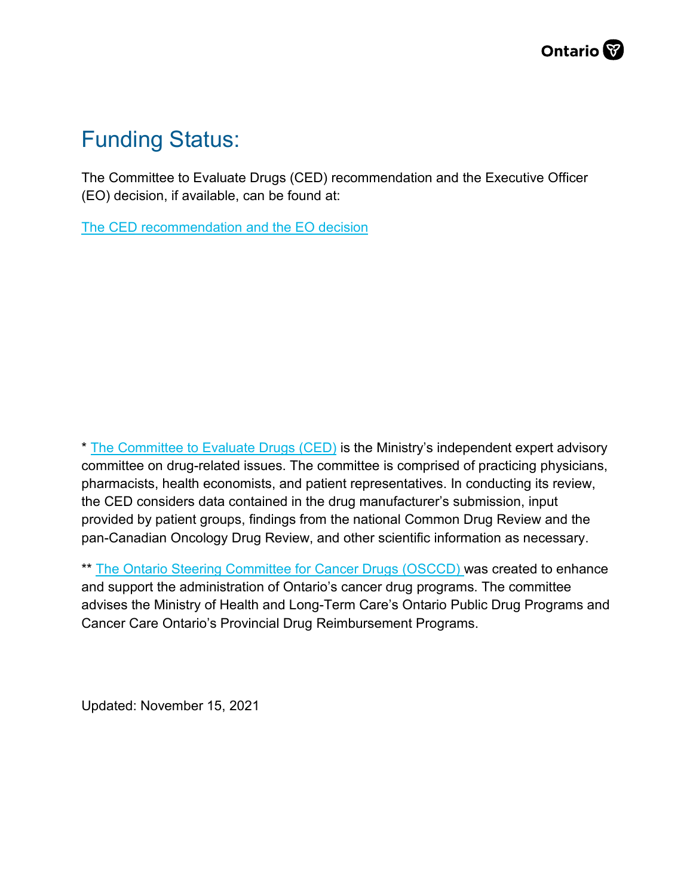## Funding Status:

The Committee to Evaluate Drugs (CED) recommendation and the Executive Officer (EO) decision, if available, can be found at:

The CED recommendation and the EO decision

* The Committee to Evaluate Drugs (CED) is the Ministry's independent expert advisory committee on drug-related issues. The committee is comprised of practicing physicians, pharmacists, health economists, and patient representatives. In conducting its review, the CED considers data contained in the drug manufacturer's submission, input provided by patient groups, findings from the national Common Drug Review and the pan-Canadian Oncology Drug Review, and other scientific information as necessary.

** The Ontario Steering Committee for Cancer Drugs (OSCCD) was created to enhance and support the administration of Ontario's cancer drug programs. The committee advises the Ministry of Health and Long-Term Care's Ontario Public Drug Programs and Cancer Care Ontario's Provincial Drug Reimbursement Programs.

Updated: November 15, 2021